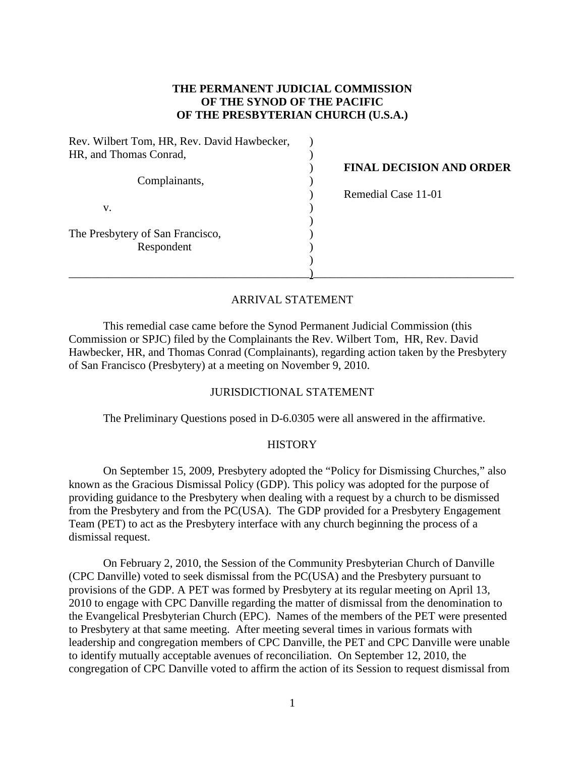**THE PERMANENT JUDICIAL COMMISSION**
**OF THE SYNOD OF THE PACIFIC**
**OF THE PRESBYTERIAN CHURCH (U.S.A.)**

| | |
|---|---|
| Rev. Wilbert Tom, HR, Rev. David Hawbecker, HR, and Thomas Conrad, | |
| Complainants, | **FINAL DECISION AND ORDER** |
| v. | Remedial Case 11-01 |
| The Presbytery of San Francisco, Respondent | |

## ARRIVAL STATEMENT

This remedial case came before the Synod Permanent Judicial Commission (this Commission or SPJC) filed by the Complainants the Rev. Wilbert Tom, HR, Rev. David Hawbecker, HR, and Thomas Conrad (Complainants), regarding action taken by the Presbytery of San Francisco (Presbytery) at a meeting on November 9, 2010.

## JURISDICTIONAL STATEMENT

The Preliminary Questions posed in D-6.0305 were all answered in the affirmative.

## HISTORY

On September 15, 2009, Presbytery adopted the "Policy for Dismissing Churches," also known as the Gracious Dismissal Policy (GDP). This policy was adopted for the purpose of providing guidance to the Presbytery when dealing with a request by a church to be dismissed from the Presbytery and from the PC(USA). The GDP provided for a Presbytery Engagement Team (PET) to act as the Presbytery interface with any church beginning the process of a dismissal request.

On February 2, 2010, the Session of the Community Presbyterian Church of Danville (CPC Danville) voted to seek dismissal from the PC(USA) and the Presbytery pursuant to provisions of the GDP. A PET was formed by Presbytery at its regular meeting on April 13, 2010 to engage with CPC Danville regarding the matter of dismissal from the denomination to the Evangelical Presbyterian Church (EPC). Names of the members of the PET were presented to Presbytery at that same meeting. After meeting several times in various formats with leadership and congregation members of CPC Danville, the PET and CPC Danville were unable to identify mutually acceptable avenues of reconciliation. On September 12, 2010, the congregation of CPC Danville voted to affirm the action of its Session to request dismissal from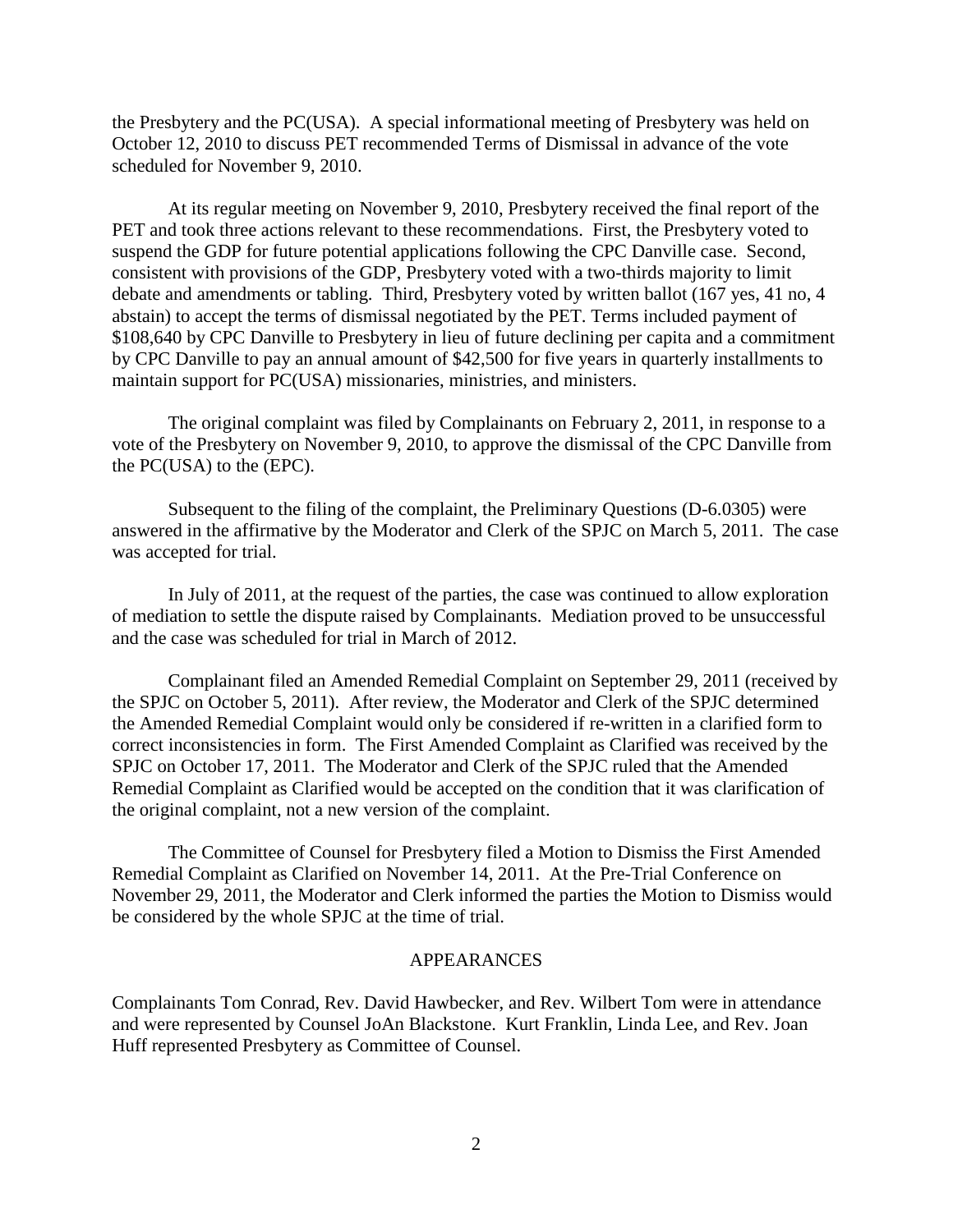the Presbytery and the PC(USA). A special informational meeting of Presbytery was held on October 12, 2010 to discuss PET recommended Terms of Dismissal in advance of the vote scheduled for November 9, 2010.

At its regular meeting on November 9, 2010, Presbytery received the final report of the PET and took three actions relevant to these recommendations. First, the Presbytery voted to suspend the GDP for future potential applications following the CPC Danville case. Second, consistent with provisions of the GDP, Presbytery voted with a two-thirds majority to limit debate and amendments or tabling. Third, Presbytery voted by written ballot (167 yes, 41 no, 4 abstain) to accept the terms of dismissal negotiated by the PET. Terms included payment of \$108,640 by CPC Danville to Presbytery in lieu of future declining per capita and a commitment by CPC Danville to pay an annual amount of \$42,500 for five years in quarterly installments to maintain support for PC(USA) missionaries, ministries, and ministers.

The original complaint was filed by Complainants on February 2, 2011, in response to a vote of the Presbytery on November 9, 2010, to approve the dismissal of the CPC Danville from the PC(USA) to the (EPC).

Subsequent to the filing of the complaint, the Preliminary Questions (D-6.0305) were answered in the affirmative by the Moderator and Clerk of the SPJC on March 5, 2011. The case was accepted for trial.

In July of 2011, at the request of the parties, the case was continued to allow exploration of mediation to settle the dispute raised by Complainants. Mediation proved to be unsuccessful and the case was scheduled for trial in March of 2012.

Complainant filed an Amended Remedial Complaint on September 29, 2011 (received by the SPJC on October 5, 2011). After review, the Moderator and Clerk of the SPJC determined the Amended Remedial Complaint would only be considered if re-written in a clarified form to correct inconsistencies in form. The First Amended Complaint as Clarified was received by the SPJC on October 17, 2011. The Moderator and Clerk of the SPJC ruled that the Amended Remedial Complaint as Clarified would be accepted on the condition that it was clarification of the original complaint, not a new version of the complaint.

The Committee of Counsel for Presbytery filed a Motion to Dismiss the First Amended Remedial Complaint as Clarified on November 14, 2011. At the Pre-Trial Conference on November 29, 2011, the Moderator and Clerk informed the parties the Motion to Dismiss would be considered by the whole SPJC at the time of trial.

## APPEARANCES

Complainants Tom Conrad, Rev. David Hawbecker, and Rev. Wilbert Tom were in attendance and were represented by Counsel JoAn Blackstone. Kurt Franklin, Linda Lee, and Rev. Joan Huff represented Presbytery as Committee of Counsel.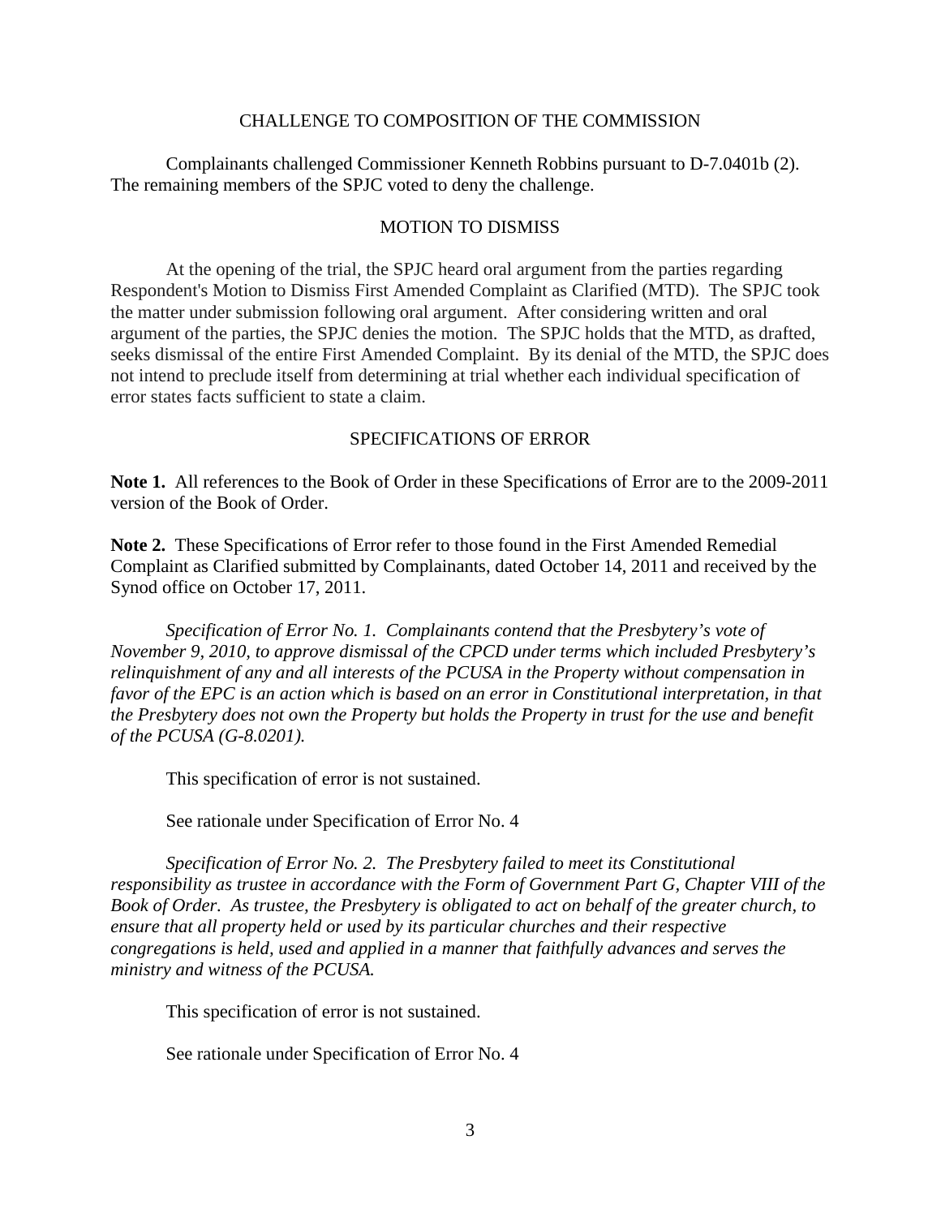## CHALLENGE TO COMPOSITION OF THE COMMISSION

Complainants challenged Commissioner Kenneth Robbins pursuant to D-7.0401b (2). The remaining members of the SPJC voted to deny the challenge.

## MOTION TO DISMISS

At the opening of the trial, the SPJC heard oral argument from the parties regarding Respondent's Motion to Dismiss First Amended Complaint as Clarified (MTD). The SPJC took the matter under submission following oral argument. After considering written and oral argument of the parties, the SPJC denies the motion. The SPJC holds that the MTD, as drafted, seeks dismissal of the entire First Amended Complaint. By its denial of the MTD, the SPJC does not intend to preclude itself from determining at trial whether each individual specification of error states facts sufficient to state a claim.

## SPECIFICATIONS OF ERROR

**Note 1.** All references to the Book of Order in these Specifications of Error are to the 2009-2011 version of the Book of Order.

**Note 2.** These Specifications of Error refer to those found in the First Amended Remedial Complaint as Clarified submitted by Complainants, dated October 14, 2011 and received by the Synod office on October 17, 2011.

*Specification of Error No. 1. Complainants contend that the Presbytery's vote of November 9, 2010, to approve dismissal of the CPCD under terms which included Presbytery's relinquishment of any and all interests of the PCUSA in the Property without compensation in favor of the EPC is an action which is based on an error in Constitutional interpretation, in that the Presbytery does not own the Property but holds the Property in trust for the use and benefit of the PCUSA (G-8.0201).*

This specification of error is not sustained.

See rationale under Specification of Error No. 4

*Specification of Error No. 2. The Presbytery failed to meet its Constitutional responsibility as trustee in accordance with the Form of Government Part G, Chapter VIII of the Book of Order. As trustee, the Presbytery is obligated to act on behalf of the greater church, to ensure that all property held or used by its particular churches and their respective congregations is held, used and applied in a manner that faithfully advances and serves the ministry and witness of the PCUSA.*

This specification of error is not sustained.

See rationale under Specification of Error No. 4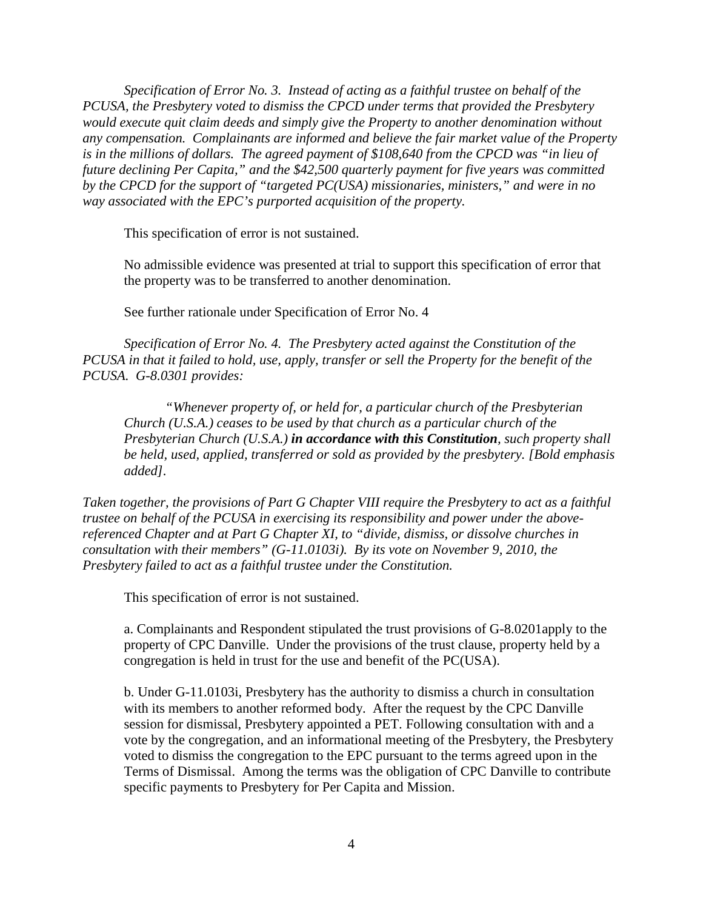*Specification of Error No. 3. Instead of acting as a faithful trustee on behalf of the PCUSA, the Presbytery voted to dismiss the CPCD under terms that provided the Presbytery would execute quit claim deeds and simply give the Property to another denomination without any compensation. Complainants are informed and believe the fair market value of the Property is in the millions of dollars. The agreed payment of $108,640 from the CPCD was "in lieu of future declining Per Capita," and the $42,500 quarterly payment for five years was committed by the CPCD for the support of "targeted PC(USA) missionaries, ministers," and were in no way associated with the EPC's purported acquisition of the property.*

This specification of error is not sustained.

No admissible evidence was presented at trial to support this specification of error that the property was to be transferred to another denomination.

See further rationale under Specification of Error No. 4

*Specification of Error No. 4. The Presbytery acted against the Constitution of the PCUSA in that it failed to hold, use, apply, transfer or sell the Property for the benefit of the PCUSA. G-8.0301 provides:*

> *"Whenever property of, or held for, a particular church of the Presbyterian Church (U.S.A.) ceases to be used by that church as a particular church of the Presbyterian Church (U.S.A.)* ***in accordance with this Constitution****, such property shall be held, used, applied, transferred or sold as provided by the presbytery. [Bold emphasis added].*

*Taken together, the provisions of Part G Chapter VIII require the Presbytery to act as a faithful trustee on behalf of the PCUSA in exercising its responsibility and power under the above-referenced Chapter and at Part G Chapter XI, to "divide, dismiss, or dissolve churches in consultation with their members" (G-11.0103i). By its vote on November 9, 2010, the Presbytery failed to act as a faithful trustee under the Constitution.*

This specification of error is not sustained.

a. Complainants and Respondent stipulated the trust provisions of G-8.0201apply to the property of CPC Danville. Under the provisions of the trust clause, property held by a congregation is held in trust for the use and benefit of the PC(USA).

b. Under G-11.0103i, Presbytery has the authority to dismiss a church in consultation with its members to another reformed body. After the request by the CPC Danville session for dismissal, Presbytery appointed a PET. Following consultation with and a vote by the congregation, and an informational meeting of the Presbytery, the Presbytery voted to dismiss the congregation to the EPC pursuant to the terms agreed upon in the Terms of Dismissal. Among the terms was the obligation of CPC Danville to contribute specific payments to Presbytery for Per Capita and Mission.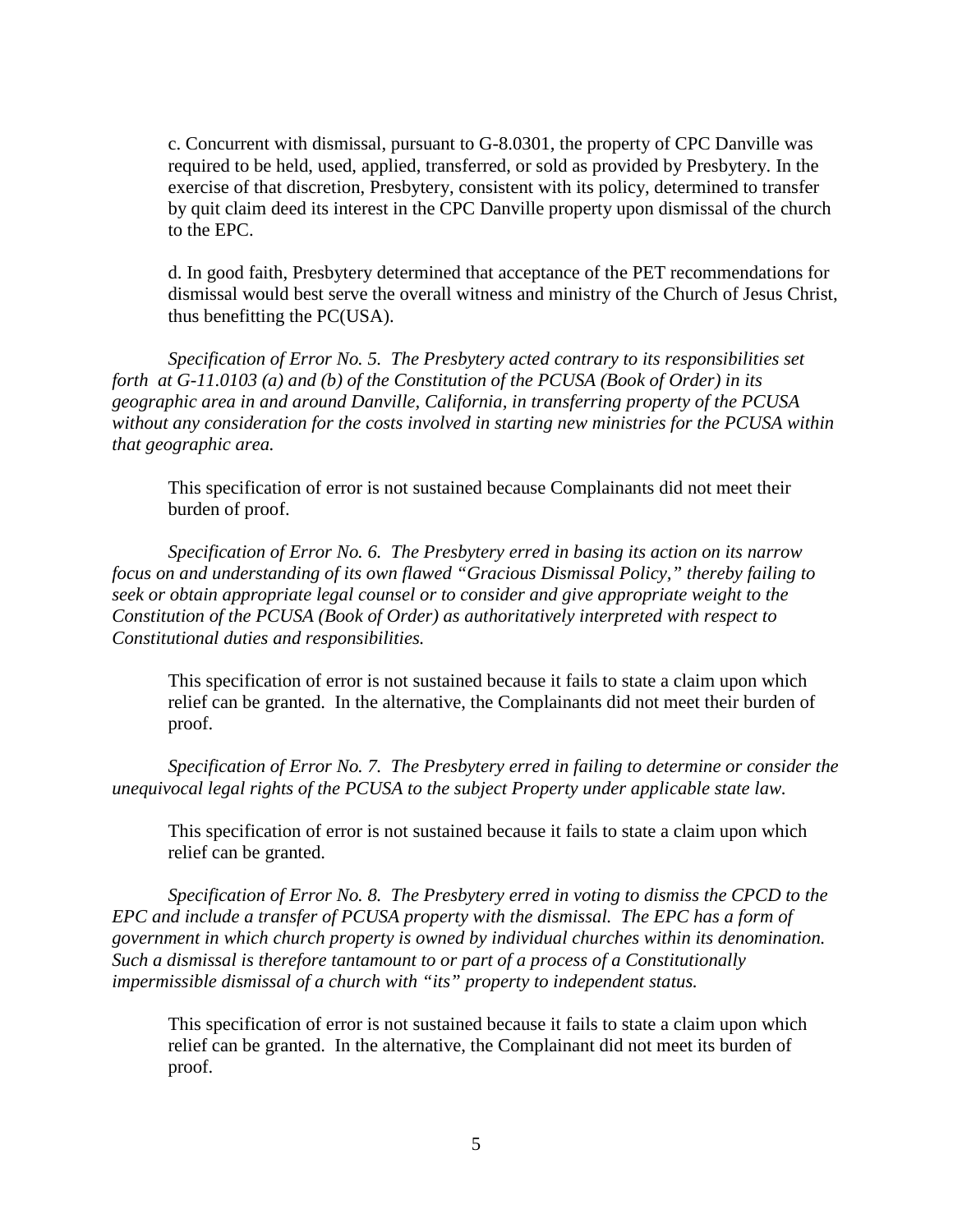c. Concurrent with dismissal, pursuant to G-8.0301, the property of CPC Danville was required to be held, used, applied, transferred, or sold as provided by Presbytery. In the exercise of that discretion, Presbytery, consistent with its policy, determined to transfer by quit claim deed its interest in the CPC Danville property upon dismissal of the church to the EPC.

d. In good faith, Presbytery determined that acceptance of the PET recommendations for dismissal would best serve the overall witness and ministry of the Church of Jesus Christ, thus benefitting the PC(USA).

*Specification of Error No. 5. The Presbytery acted contrary to its responsibilities set forth at G-11.0103 (a) and (b) of the Constitution of the PCUSA (Book of Order) in its geographic area in and around Danville, California, in transferring property of the PCUSA without any consideration for the costs involved in starting new ministries for the PCUSA within that geographic area.*

This specification of error is not sustained because Complainants did not meet their burden of proof.

*Specification of Error No. 6. The Presbytery erred in basing its action on its narrow focus on and understanding of its own flawed "Gracious Dismissal Policy," thereby failing to seek or obtain appropriate legal counsel or to consider and give appropriate weight to the Constitution of the PCUSA (Book of Order) as authoritatively interpreted with respect to Constitutional duties and responsibilities.*

This specification of error is not sustained because it fails to state a claim upon which relief can be granted. In the alternative, the Complainants did not meet their burden of proof.

*Specification of Error No. 7. The Presbytery erred in failing to determine or consider the unequivocal legal rights of the PCUSA to the subject Property under applicable state law.*

This specification of error is not sustained because it fails to state a claim upon which relief can be granted.

*Specification of Error No. 8. The Presbytery erred in voting to dismiss the CPCD to the EPC and include a transfer of PCUSA property with the dismissal. The EPC has a form of government in which church property is owned by individual churches within its denomination. Such a dismissal is therefore tantamount to or part of a process of a Constitutionally impermissible dismissal of a church with "its" property to independent status.*

This specification of error is not sustained because it fails to state a claim upon which relief can be granted. In the alternative, the Complainant did not meet its burden of proof.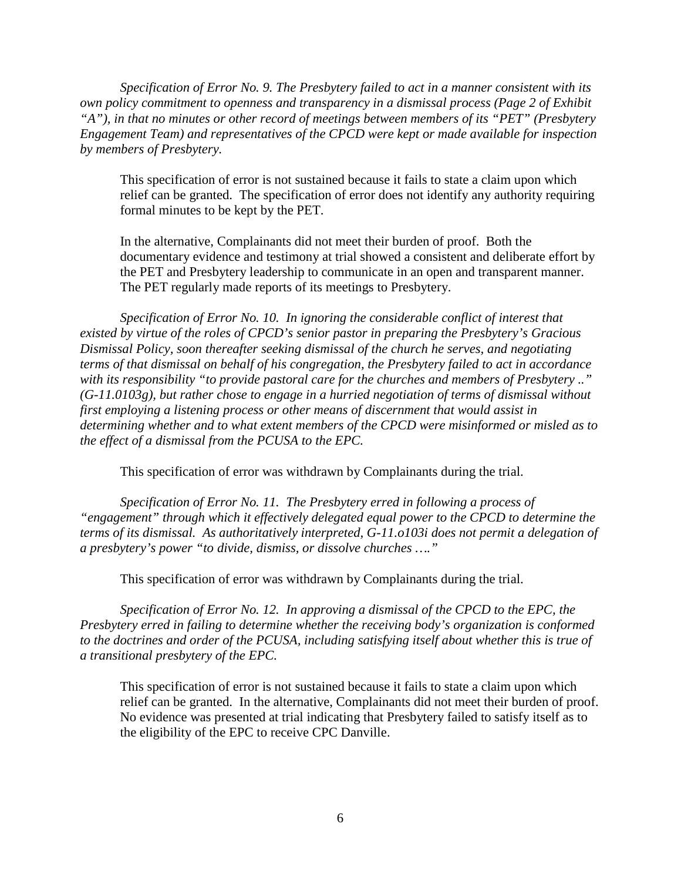*Specification of Error No. 9. The Presbytery failed to act in a manner consistent with its own policy commitment to openness and transparency in a dismissal process (Page 2 of Exhibit "A"), in that no minutes or other record of meetings between members of its "PET" (Presbytery Engagement Team) and representatives of the CPCD were kept or made available for inspection by members of Presbytery.*

> This specification of error is not sustained because it fails to state a claim upon which relief can be granted. The specification of error does not identify any authority requiring formal minutes to be kept by the PET.
>
> In the alternative, Complainants did not meet their burden of proof. Both the documentary evidence and testimony at trial showed a consistent and deliberate effort by the PET and Presbytery leadership to communicate in an open and transparent manner. The PET regularly made reports of its meetings to Presbytery.

*Specification of Error No. 10. In ignoring the considerable conflict of interest that existed by virtue of the roles of CPCD's senior pastor in preparing the Presbytery's Gracious Dismissal Policy, soon thereafter seeking dismissal of the church he serves, and negotiating terms of that dismissal on behalf of his congregation, the Presbytery failed to act in accordance with its responsibility "to provide pastoral care for the churches and members of Presbytery .." (G-11.0103g), but rather chose to engage in a hurried negotiation of terms of dismissal without first employing a listening process or other means of discernment that would assist in determining whether and to what extent members of the CPCD were misinformed or misled as to the effect of a dismissal from the PCUSA to the EPC.*

> This specification of error was withdrawn by Complainants during the trial.

*Specification of Error No. 11. The Presbytery erred in following a process of "engagement" through which it effectively delegated equal power to the CPCD to determine the terms of its dismissal. As authoritatively interpreted, G-11.o103i does not permit a delegation of a presbytery's power "to divide, dismiss, or dissolve churches …."*

> This specification of error was withdrawn by Complainants during the trial.

*Specification of Error No. 12. In approving a dismissal of the CPCD to the EPC, the Presbytery erred in failing to determine whether the receiving body's organization is conformed to the doctrines and order of the PCUSA, including satisfying itself about whether this is true of a transitional presbytery of the EPC.*

> This specification of error is not sustained because it fails to state a claim upon which relief can be granted. In the alternative, Complainants did not meet their burden of proof. No evidence was presented at trial indicating that Presbytery failed to satisfy itself as to the eligibility of the EPC to receive CPC Danville.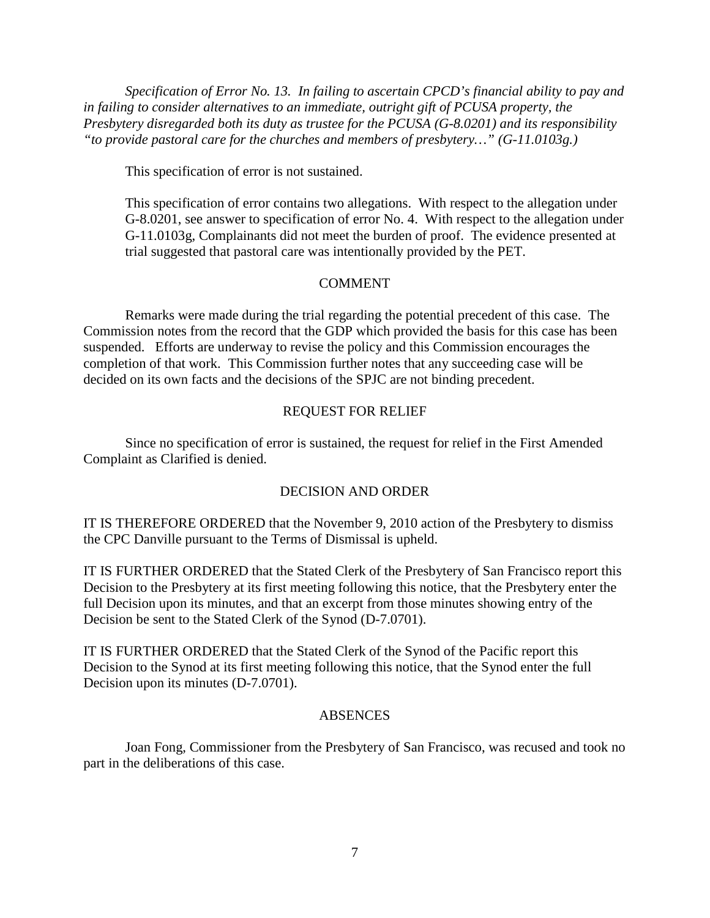*Specification of Error No. 13. In failing to ascertain CPCD's financial ability to pay and in failing to consider alternatives to an immediate, outright gift of PCUSA property, the Presbytery disregarded both its duty as trustee for the PCUSA (G-8.0201) and its responsibility "to provide pastoral care for the churches and members of presbytery…" (G-11.0103g.)*

This specification of error is not sustained.

This specification of error contains two allegations. With respect to the allegation under G-8.0201, see answer to specification of error No. 4. With respect to the allegation under G-11.0103g, Complainants did not meet the burden of proof. The evidence presented at trial suggested that pastoral care was intentionally provided by the PET.

## COMMENT

Remarks were made during the trial regarding the potential precedent of this case. The Commission notes from the record that the GDP which provided the basis for this case has been suspended. Efforts are underway to revise the policy and this Commission encourages the completion of that work. This Commission further notes that any succeeding case will be decided on its own facts and the decisions of the SPJC are not binding precedent.

## REQUEST FOR RELIEF

Since no specification of error is sustained, the request for relief in the First Amended Complaint as Clarified is denied.

## DECISION AND ORDER

IT IS THEREFORE ORDERED that the November 9, 2010 action of the Presbytery to dismiss the CPC Danville pursuant to the Terms of Dismissal is upheld.

IT IS FURTHER ORDERED that the Stated Clerk of the Presbytery of San Francisco report this Decision to the Presbytery at its first meeting following this notice, that the Presbytery enter the full Decision upon its minutes, and that an excerpt from those minutes showing entry of the Decision be sent to the Stated Clerk of the Synod (D-7.0701).

IT IS FURTHER ORDERED that the Stated Clerk of the Synod of the Pacific report this Decision to the Synod at its first meeting following this notice, that the Synod enter the full Decision upon its minutes (D-7.0701).

## ABSENCES

Joan Fong, Commissioner from the Presbytery of San Francisco, was recused and took no part in the deliberations of this case.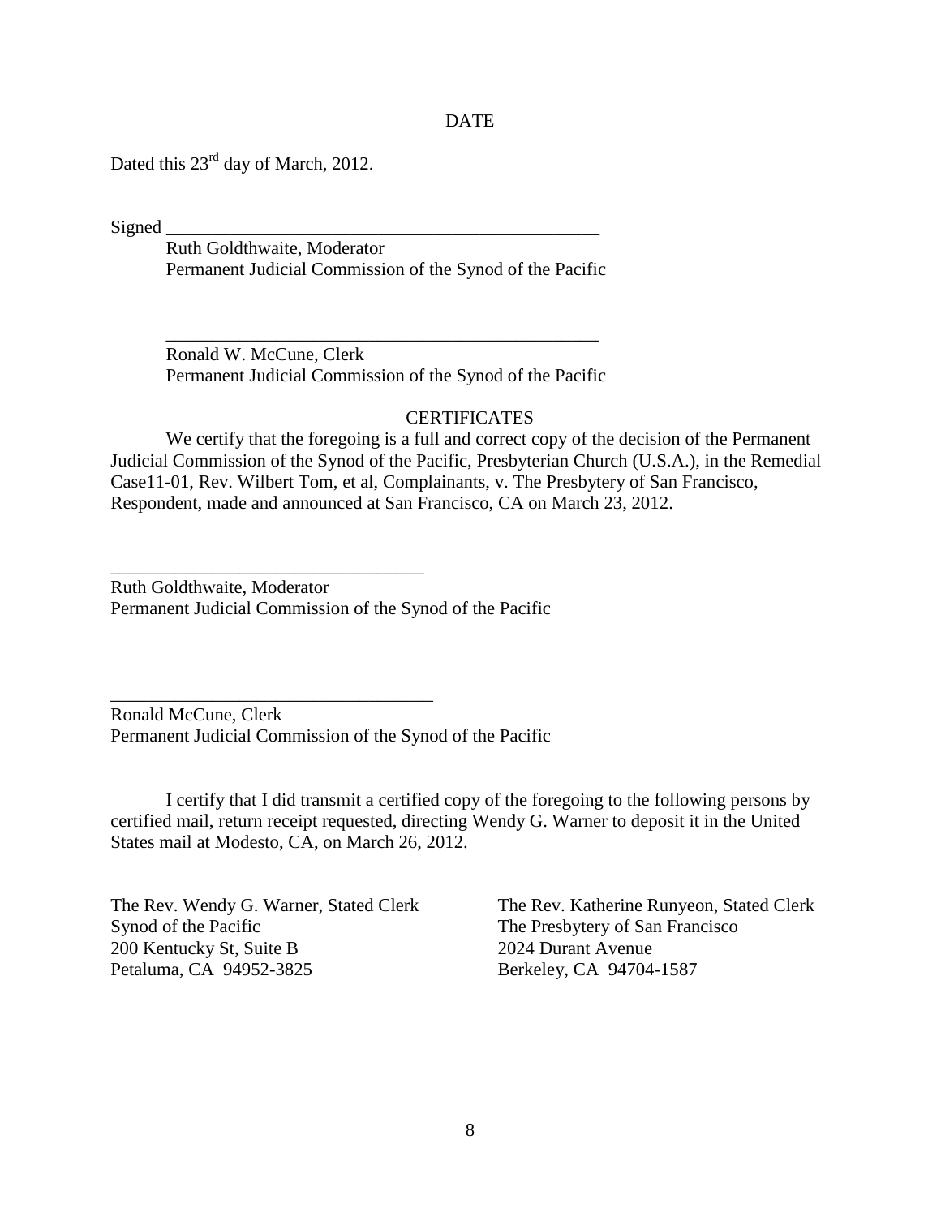## DATE

Dated this 23rd day of March, 2012.

Signed \_\_\_\_\_\_\_\_\_\_\_\_\_\_\_\_\_\_\_\_\_\_\_\_\_\_\_\_\_\_\_\_\_\_\_\_\_\_\_\_\_\_\_\_\_\_\_\_

Ruth Goldthwaite, Moderator
Permanent Judicial Commission of the Synod of the Pacific

\_\_\_\_\_\_\_\_\_\_\_\_\_\_\_\_\_\_\_\_\_\_\_\_\_\_\_\_\_\_\_\_\_\_\_\_\_\_\_\_\_\_\_\_\_\_\_\_

Ronald W. McCune, Clerk
Permanent Judicial Commission of the Synod of the Pacific

## CERTIFICATES

We certify that the foregoing is a full and correct copy of the decision of the Permanent Judicial Commission of the Synod of the Pacific, Presbyterian Church (U.S.A.), in the Remedial Case11-01, Rev. Wilbert Tom, et al, Complainants, v. The Presbytery of San Francisco, Respondent, made and announced at San Francisco, CA on March 23, 2012.

\_\_\_\_\_\_\_\_\_\_\_\_\_\_\_\_\_\_\_\_\_\_\_\_\_\_\_\_\_\_\_\_\_\_\_\_

Ruth Goldthwaite, Moderator
Permanent Judicial Commission of the Synod of the Pacific

\_\_\_\_\_\_\_\_\_\_\_\_\_\_\_\_\_\_\_\_\_\_\_\_\_\_\_\_\_\_\_\_\_\_\_\_

Ronald McCune, Clerk
Permanent Judicial Commission of the Synod of the Pacific

I certify that I did transmit a certified copy of the foregoing to the following persons by certified mail, return receipt requested, directing Wendy G. Warner to deposit it in the United States mail at Modesto, CA, on March 26, 2012.

The Rev. Wendy G. Warner, Stated Clerk
Synod of the Pacific
200 Kentucky St, Suite B
Petaluma, CA 94952-3825

The Rev. Katherine Runyeon, Stated Clerk
The Presbytery of San Francisco
2024 Durant Avenue
Berkeley, CA 94704-1587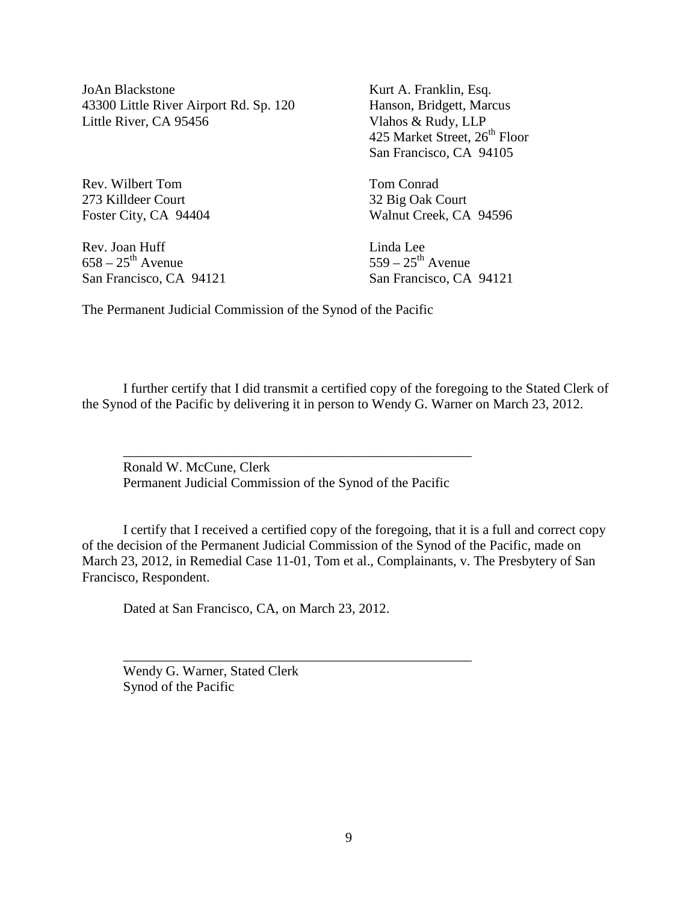JoAn Blackstone
43300 Little River Airport Rd. Sp. 120
Little River, CA 95456

Kurt A. Franklin, Esq.
Hanson, Bridgett, Marcus
Vlahos & Rudy, LLP
425 Market Street, 26th Floor
San Francisco, CA 94105

Rev. Wilbert Tom
273 Killdeer Court
Foster City, CA 94404

Tom Conrad
32 Big Oak Court
Walnut Creek, CA 94596

Rev. Joan Huff
658 – 25th Avenue
San Francisco, CA 94121

Linda Lee
559 – 25th Avenue
San Francisco, CA 94121

The Permanent Judicial Commission of the Synod of the Pacific

I further certify that I did transmit a certified copy of the foregoing to the Stated Clerk of the Synod of the Pacific by delivering it in person to Wendy G. Warner on March 23, 2012.

\_\_\_\_\_\_\_\_\_\_\_\_\_\_\_\_\_\_\_\_\_\_\_\_\_\_\_\_\_\_\_\_\_\_\_\_\_\_\_\_\_\_\_\_\_\_\_\_\_\_\_\_

Ronald W. McCune, Clerk
Permanent Judicial Commission of the Synod of the Pacific

I certify that I received a certified copy of the foregoing, that it is a full and correct copy of the decision of the Permanent Judicial Commission of the Synod of the Pacific, made on March 23, 2012, in Remedial Case 11-01, Tom et al., Complainants, v. The Presbytery of San Francisco, Respondent.

Dated at San Francisco, CA, on March 23, 2012.

\_\_\_\_\_\_\_\_\_\_\_\_\_\_\_\_\_\_\_\_\_\_\_\_\_\_\_\_\_\_\_\_\_\_\_\_\_\_\_\_\_\_\_\_\_\_\_\_\_\_\_\_

Wendy G. Warner, Stated Clerk
Synod of the Pacific